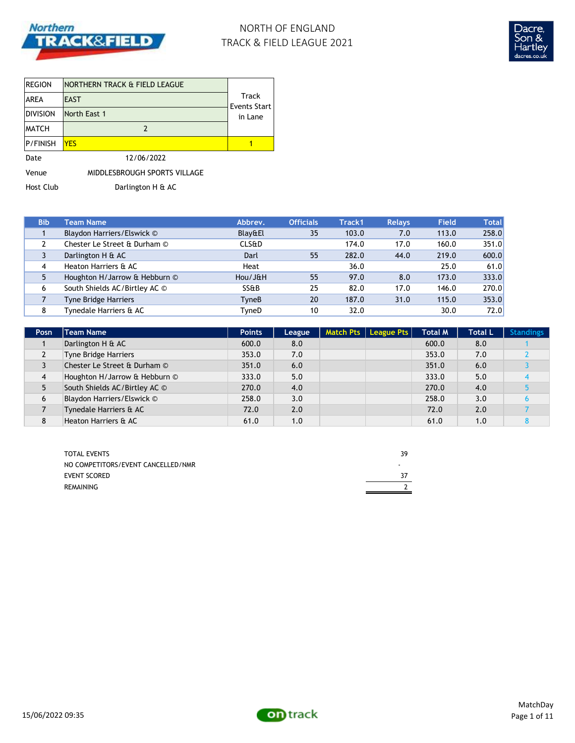# NORTH OF ENGLAND
# TRACK & FIELD LEAGUE 2021

| | | |
|---|---|---|
| REGION | NORTHERN TRACK & FIELD LEAGUE | Track Events Start in Lane |
| AREA | EAST | |
| DIVISION | North East 1 | |
| MATCH | 2 | |
| P/FINISH | YES | 1 |

Date 12/06/2022

Venue MIDDLESBROUGH SPORTS VILLAGE

Host Club Darlington H & AC

| Bib | Team Name | Abbrev. | Officials | Track1 | Relays | Field | Total |
|---|---|---|---|---|---|---|---|
| 1 | Blaydon Harriers/Elswick © | Blay&El | 35 | 103.0 | 7.0 | 113.0 | 258.0 |
| 2 | Chester Le Street & Durham © | CLS&D | | 174.0 | 17.0 | 160.0 | 351.0 |
| 3 | Darlington H & AC | Darl | 55 | 282.0 | 44.0 | 219.0 | 600.0 |
| 4 | Heaton Harriers & AC | Heat | | 36.0 | | 25.0 | 61.0 |
| 5 | Houghton H/Jarrow & Hebburn © | Hou/J&H | 55 | 97.0 | 8.0 | 173.0 | 333.0 |
| 6 | South Shields AC/Birtley AC © | SS&B | 25 | 82.0 | 17.0 | 146.0 | 270.0 |
| 7 | Tyne Bridge Harriers | TyneB | 20 | 187.0 | 31.0 | 115.0 | 353.0 |
| 8 | Tynedale Harriers & AC | TyneD | 10 | 32.0 | | 30.0 | 72.0 |

| Posn | Team Name | Points | League | Match Pts | League Pts | Total M | Total L | Standings |
|---|---|---|---|---|---|---|---|---|
| 1 | Darlington H & AC | 600.0 | 8.0 | | | 600.0 | 8.0 | 1 |
| 2 | Tyne Bridge Harriers | 353.0 | 7.0 | | | 353.0 | 7.0 | 2 |
| 3 | Chester Le Street & Durham © | 351.0 | 6.0 | | | 351.0 | 6.0 | 3 |
| 4 | Houghton H/Jarrow & Hebburn © | 333.0 | 5.0 | | | 333.0 | 5.0 | 4 |
| 5 | South Shields AC/Birtley AC © | 270.0 | 4.0 | | | 270.0 | 4.0 | 5 |
| 6 | Blaydon Harriers/Elswick © | 258.0 | 3.0 | | | 258.0 | 3.0 | 6 |
| 7 | Tynedale Harriers & AC | 72.0 | 2.0 | | | 72.0 | 2.0 | 7 |
| 8 | Heaton Harriers & AC | 61.0 | 1.0 | | | 61.0 | 1.0 | 8 |

| | |
|---|---|
| TOTAL EVENTS | 39 |
| NO COMPETITORS/EVENT CANCELLED/NMR | - |
| EVENT SCORED | 37 |
| REMAINING | 2 |

15/06/2022 09:35

MatchDay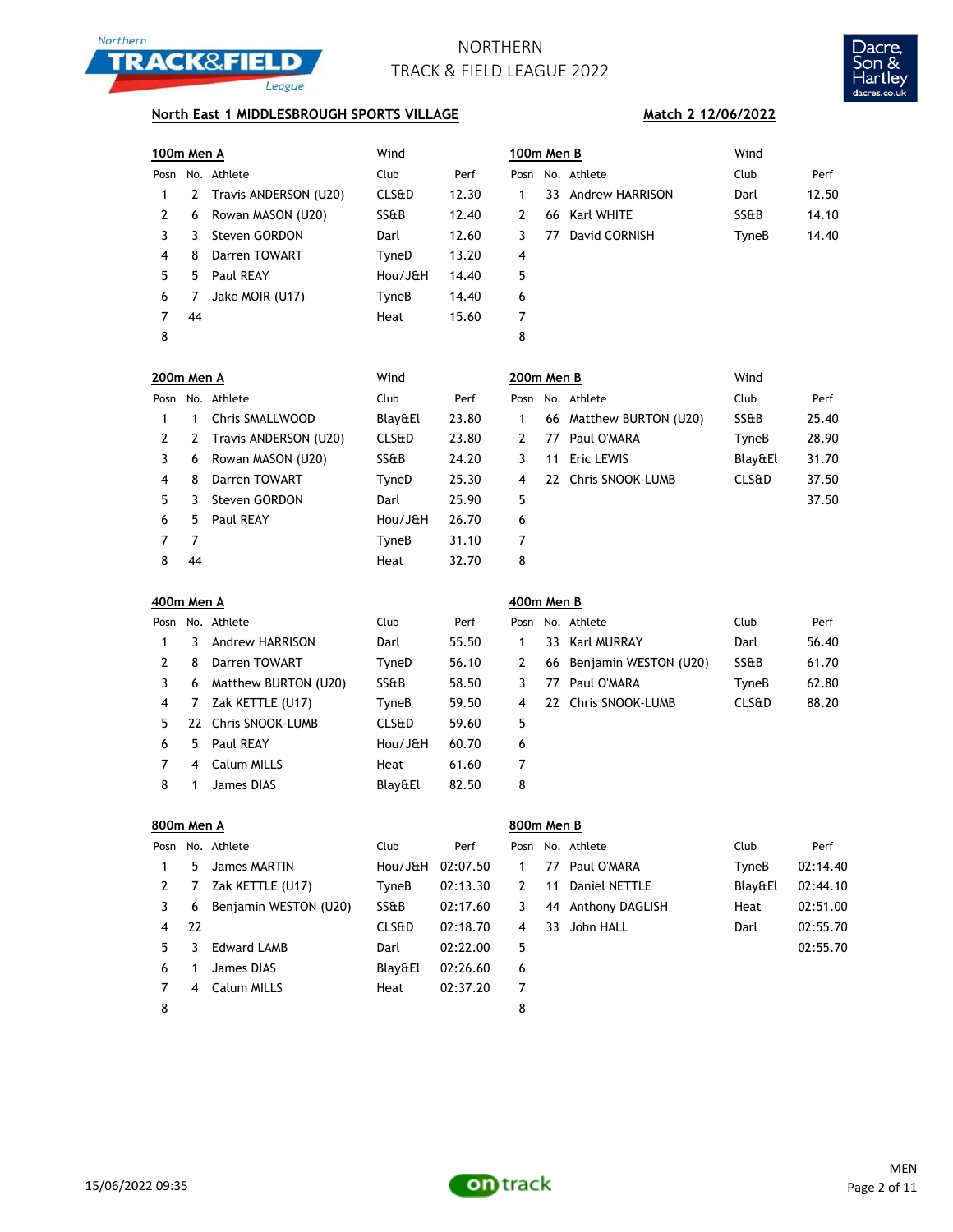# NORTHERN TRACK & FIELD LEAGUE 2022

**North East 1 MIDDLESBROUGH SPORTS VILLAGE** | **Match 2 12/06/2022**

## 100m Men A

Wind

| Posn | No. | Athlete | Club | Perf |
|---|---|---|---|---|
| 1 | 2 | Travis ANDERSON (U20) | CLS&D | 12.30 |
| 2 | 6 | Rowan MASON (U20) | SS&B | 12.40 |
| 3 | 3 | Steven GORDON | Darl | 12.60 |
| 4 | 8 | Darren TOWART | TyneD | 13.20 |
| 5 | 5 | Paul REAY | Hou/J&H | 14.40 |
| 6 | 7 | Jake MOIR (U17) | TyneB | 14.40 |
| 7 | 44 | | Heat | 15.60 |
| 8 | | | | |

## 100m Men B

Wind

| Posn | No. | Athlete | Club | Perf |
|---|---|---|---|---|
| 1 | 33 | Andrew HARRISON | Darl | 12.50 |
| 2 | 66 | Karl WHITE | SS&B | 14.10 |
| 3 | 77 | David CORNISH | TyneB | 14.40 |
| 4 | | | | |
| 5 | | | | |
| 6 | | | | |
| 7 | | | | |
| 8 | | | | |

## 200m Men A

Wind

| Posn | No. | Athlete | Club | Perf |
|---|---|---|---|---|
| 1 | 1 | Chris SMALLWOOD | Blay&El | 23.80 |
| 2 | 2 | Travis ANDERSON (U20) | CLS&D | 23.80 |
| 3 | 6 | Rowan MASON (U20) | SS&B | 24.20 |
| 4 | 8 | Darren TOWART | TyneD | 25.30 |
| 5 | 3 | Steven GORDON | Darl | 25.90 |
| 6 | 5 | Paul REAY | Hou/J&H | 26.70 |
| 7 | 7 | | TyneB | 31.10 |
| 8 | 44 | | Heat | 32.70 |

## 200m Men B

Wind

| Posn | No. | Athlete | Club | Perf |
|---|---|---|---|---|
| 1 | 66 | Matthew BURTON (U20) | SS&B | 25.40 |
| 2 | 77 | Paul O'MARA | TyneB | 28.90 |
| 3 | 11 | Eric LEWIS | Blay&El | 31.70 |
| 4 | 22 | Chris SNOOK-LUMB | CLS&D | 37.50 |
| 5 | | | | 37.50 |
| 6 | | | | |
| 7 | | | | |
| 8 | | | | |

## 400m Men A

| Posn | No. | Athlete | Club | Perf |
|---|---|---|---|---|
| 1 | 3 | Andrew HARRISON | Darl | 55.50 |
| 2 | 8 | Darren TOWART | TyneD | 56.10 |
| 3 | 6 | Matthew BURTON (U20) | SS&B | 58.50 |
| 4 | 7 | Zak KETTLE (U17) | TyneB | 59.50 |
| 5 | 22 | Chris SNOOK-LUMB | CLS&D | 59.60 |
| 6 | 5 | Paul REAY | Hou/J&H | 60.70 |
| 7 | 4 | Calum MILLS | Heat | 61.60 |
| 8 | 1 | James DIAS | Blay&El | 82.50 |

## 400m Men B

| Posn | No. | Athlete | Club | Perf |
|---|---|---|---|---|
| 1 | 33 | Karl MURRAY | Darl | 56.40 |
| 2 | 66 | Benjamin WESTON (U20) | SS&B | 61.70 |
| 3 | 77 | Paul O'MARA | TyneB | 62.80 |
| 4 | 22 | Chris SNOOK-LUMB | CLS&D | 88.20 |
| 5 | | | | |
| 6 | | | | |
| 7 | | | | |
| 8 | | | | |

## 800m Men A

| Posn | No. | Athlete | Club | Perf |
|---|---|---|---|---|
| 1 | 5 | James MARTIN | Hou/J&H | 02:07.50 |
| 2 | 7 | Zak KETTLE (U17) | TyneB | 02:13.30 |
| 3 | 6 | Benjamin WESTON (U20) | SS&B | 02:17.60 |
| 4 | 22 | | CLS&D | 02:18.70 |
| 5 | 3 | Edward LAMB | Darl | 02:22.00 |
| 6 | 1 | James DIAS | Blay&El | 02:26.60 |
| 7 | 4 | Calum MILLS | Heat | 02:37.20 |
| 8 | | | | |

## 800m Men B

| Posn | No. | Athlete | Club | Perf |
|---|---|---|---|---|
| 1 | 77 | Paul O'MARA | TyneB | 02:14.40 |
| 2 | 11 | Daniel NETTLE | Blay&El | 02:44.10 |
| 3 | 44 | Anthony DAGLISH | Heat | 02:51.00 |
| 4 | 33 | John HALL | Darl | 02:55.70 |
| 5 | | | | 02:55.70 |
| 6 | | | | |
| 7 | | | | |
| 8 | | | | |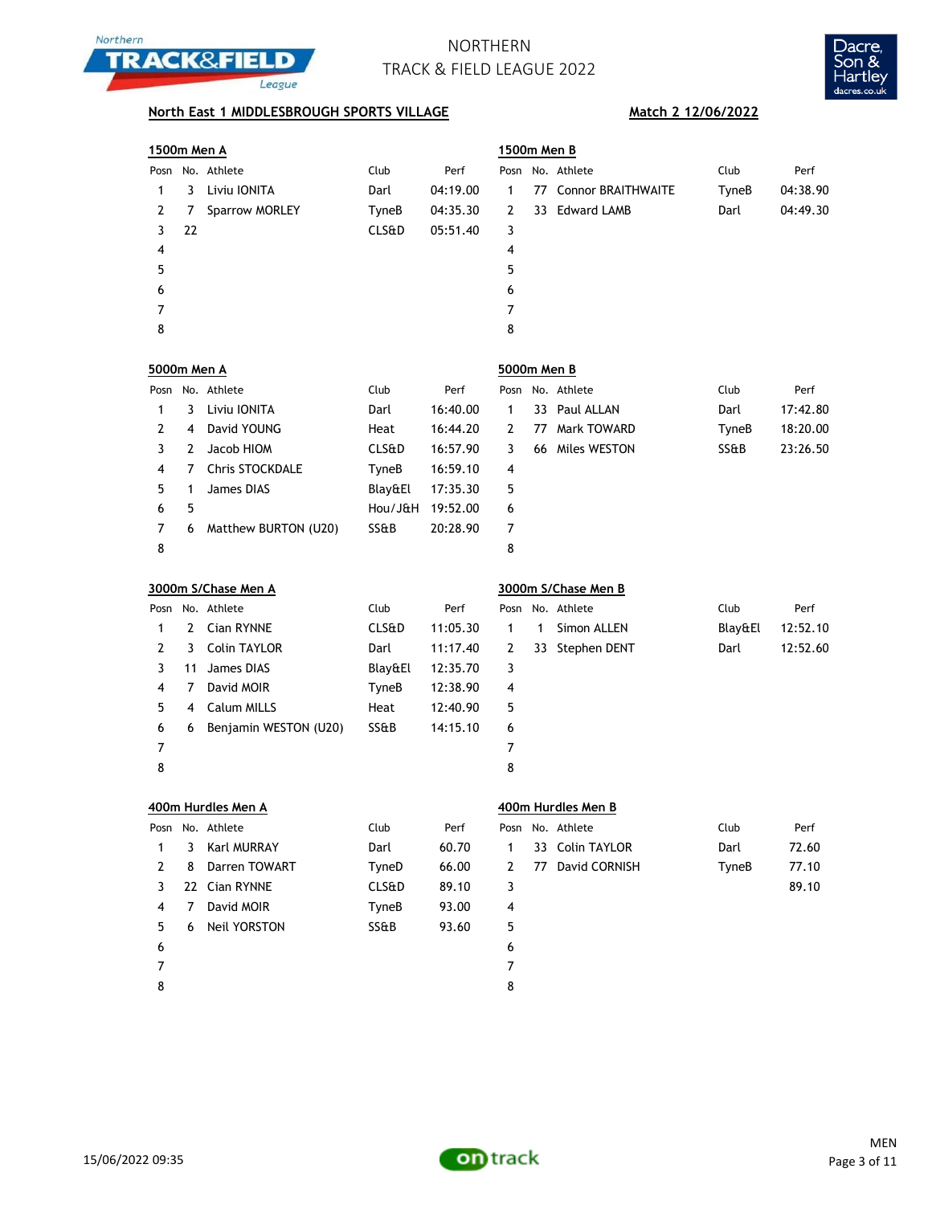# NORTHERN TRACK & FIELD LEAGUE 2022

**North East 1 MIDDLESBROUGH SPORTS VILLAGE** — **Match 2 12/06/2022**

## 1500m Men A

| Posn | No. | Athlete | Club | Perf |
|---|---|---|---|---|
| 1 | 3 | Liviu IONITA | Darl | 04:19.00 |
| 2 | 7 | Sparrow MORLEY | TyneB | 04:35.30 |
| 3 | 22 | | CLS&D | 05:51.40 |
| 4 | | | | |
| 5 | | | | |
| 6 | | | | |
| 7 | | | | |
| 8 | | | | |

## 1500m Men B

| Posn | No. | Athlete | Club | Perf |
|---|---|---|---|---|
| 1 | 77 | Connor BRAITHWAITE | TyneB | 04:38.90 |
| 2 | 33 | Edward LAMB | Darl | 04:49.30 |
| 3 | | | | |
| 4 | | | | |
| 5 | | | | |
| 6 | | | | |
| 7 | | | | |
| 8 | | | | |

## 5000m Men A

| Posn | No. | Athlete | Club | Perf |
|---|---|---|---|---|
| 1 | 3 | Liviu IONITA | Darl | 16:40.00 |
| 2 | 4 | David YOUNG | Heat | 16:44.20 |
| 3 | 2 | Jacob HIOM | CLS&D | 16:57.90 |
| 4 | 7 | Chris STOCKDALE | TyneB | 16:59.10 |
| 5 | 1 | James DIAS | Blay&El | 17:35.30 |
| 6 | 5 | | Hou/J&H | 19:52.00 |
| 7 | 6 | Matthew BURTON (U20) | SS&B | 20:28.90 |
| 8 | | | | |

## 5000m Men B

| Posn | No. | Athlete | Club | Perf |
|---|---|---|---|---|
| 1 | 33 | Paul ALLAN | Darl | 17:42.80 |
| 2 | 77 | Mark TOWARD | TyneB | 18:20.00 |
| 3 | 66 | Miles WESTON | SS&B | 23:26.50 |
| 4 | | | | |
| 5 | | | | |
| 6 | | | | |
| 7 | | | | |
| 8 | | | | |

## 3000m S/Chase Men A

| Posn | No. | Athlete | Club | Perf |
|---|---|---|---|---|
| 1 | 2 | Cian RYNNE | CLS&D | 11:05.30 |
| 2 | 3 | Colin TAYLOR | Darl | 11:17.40 |
| 3 | 11 | James DIAS | Blay&El | 12:35.70 |
| 4 | 7 | David MOIR | TyneB | 12:38.90 |
| 5 | 4 | Calum MILLS | Heat | 12:40.90 |
| 6 | 6 | Benjamin WESTON (U20) | SS&B | 14:15.10 |
| 7 | | | | |
| 8 | | | | |

## 3000m S/Chase Men B

| Posn | No. | Athlete | Club | Perf |
|---|---|---|---|---|
| 1 | 1 | Simon ALLEN | Blay&El | 12:52.10 |
| 2 | 33 | Stephen DENT | Darl | 12:52.60 |
| 3 | | | | |
| 4 | | | | |
| 5 | | | | |
| 6 | | | | |
| 7 | | | | |
| 8 | | | | |

## 400m Hurdles Men A

| Posn | No. | Athlete | Club | Perf |
|---|---|---|---|---|
| 1 | 3 | Karl MURRAY | Darl | 60.70 |
| 2 | 8 | Darren TOWART | TyneD | 66.00 |
| 3 | 22 | Cian RYNNE | CLS&D | 89.10 |
| 4 | 7 | David MOIR | TyneB | 93.00 |
| 5 | 6 | Neil YORSTON | SS&B | 93.60 |
| 6 | | | | |
| 7 | | | | |
| 8 | | | | |

## 400m Hurdles Men B

| Posn | No. | Athlete | Club | Perf |
|---|---|---|---|---|
| 1 | 33 | Colin TAYLOR | Darl | 72.60 |
| 2 | 77 | David CORNISH | TyneB | 77.10 |
| 3 | | | | 89.10 |
| 4 | | | | |
| 5 | | | | |
| 6 | | | | |
| 7 | | | | |
| 8 | | | | |

15/06/2022 09:35

MEN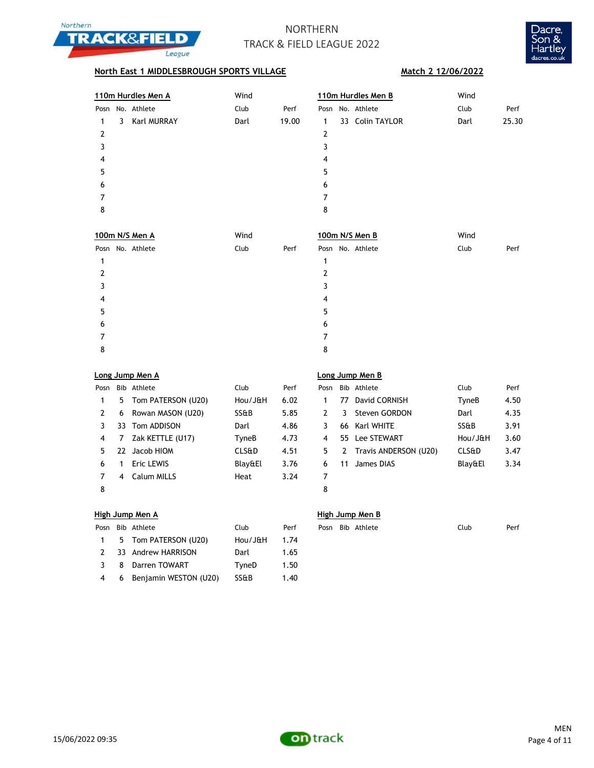# NORTHERN TRACK & FIELD LEAGUE 2022

**North East 1 MIDDLESBROUGH SPORTS VILLAGE** **Match 2 12/06/2022**

### 110m Hurdles Men A

Wind

| Posn | No. | Athlete | Club | Perf |
|---|---|---|---|---|
| 1 | 3 | Karl MURRAY | Darl | 19.00 |
| 2 | | | | |
| 3 | | | | |
| 4 | | | | |
| 5 | | | | |
| 6 | | | | |
| 7 | | | | |
| 8 | | | | |

### 110m Hurdles Men B

Wind

| Posn | No. | Athlete | Club | Perf |
|---|---|---|---|---|
| 1 | 33 | Colin TAYLOR | Darl | 25.30 |
| 2 | | | | |
| 3 | | | | |
| 4 | | | | |
| 5 | | | | |
| 6 | | | | |
| 7 | | | | |
| 8 | | | | |

### 100m N/S Men A

Wind

| Posn | No. | Athlete | Club | Perf |
|---|---|---|---|---|
| 1 | | | | |
| 2 | | | | |
| 3 | | | | |
| 4 | | | | |
| 5 | | | | |
| 6 | | | | |
| 7 | | | | |
| 8 | | | | |

### 100m N/S Men B

Wind

| Posn | No. | Athlete | Club | Perf |
|---|---|---|---|---|
| 1 | | | | |
| 2 | | | | |
| 3 | | | | |
| 4 | | | | |
| 5 | | | | |
| 6 | | | | |
| 7 | | | | |
| 8 | | | | |

### Long Jump Men A

| Posn | Bib | Athlete | Club | Perf |
|---|---|---|---|---|
| 1 | 5 | Tom PATERSON (U20) | Hou/J&H | 6.02 |
| 2 | 6 | Rowan MASON (U20) | SS&B | 5.85 |
| 3 | 33 | Tom ADDISON | Darl | 4.86 |
| 4 | 7 | Zak KETTLE (U17) | TyneB | 4.73 |
| 5 | 22 | Jacob HIOM | CLS&D | 4.51 |
| 6 | 1 | Eric LEWIS | Blay&El | 3.76 |
| 7 | 4 | Calum MILLS | Heat | 3.24 |
| 8 | | | | |

### Long Jump Men B

| Posn | Bib | Athlete | Club | Perf |
|---|---|---|---|---|
| 1 | 77 | David CORNISH | TyneB | 4.50 |
| 2 | 3 | Steven GORDON | Darl | 4.35 |
| 3 | 66 | Karl WHITE | SS&B | 3.91 |
| 4 | 55 | Lee STEWART | Hou/J&H | 3.60 |
| 5 | 2 | Travis ANDERSON (U20) | CLS&D | 3.47 |
| 6 | 11 | James DIAS | Blay&El | 3.34 |
| 7 | | | | |
| 8 | | | | |

### High Jump Men A

| Posn | Bib | Athlete | Club | Perf |
|---|---|---|---|---|
| 1 | 5 | Tom PATERSON (U20) | Hou/J&H | 1.74 |
| 2 | 33 | Andrew HARRISON | Darl | 1.65 |
| 3 | 8 | Darren TOWART | TyneD | 1.50 |
| 4 | 6 | Benjamin WESTON (U20) | SS&B | 1.40 |

### High Jump Men B

| Posn | Bib | Athlete | Club | Perf |
|---|---|---|---|---|

15/06/2022 09:35

MEN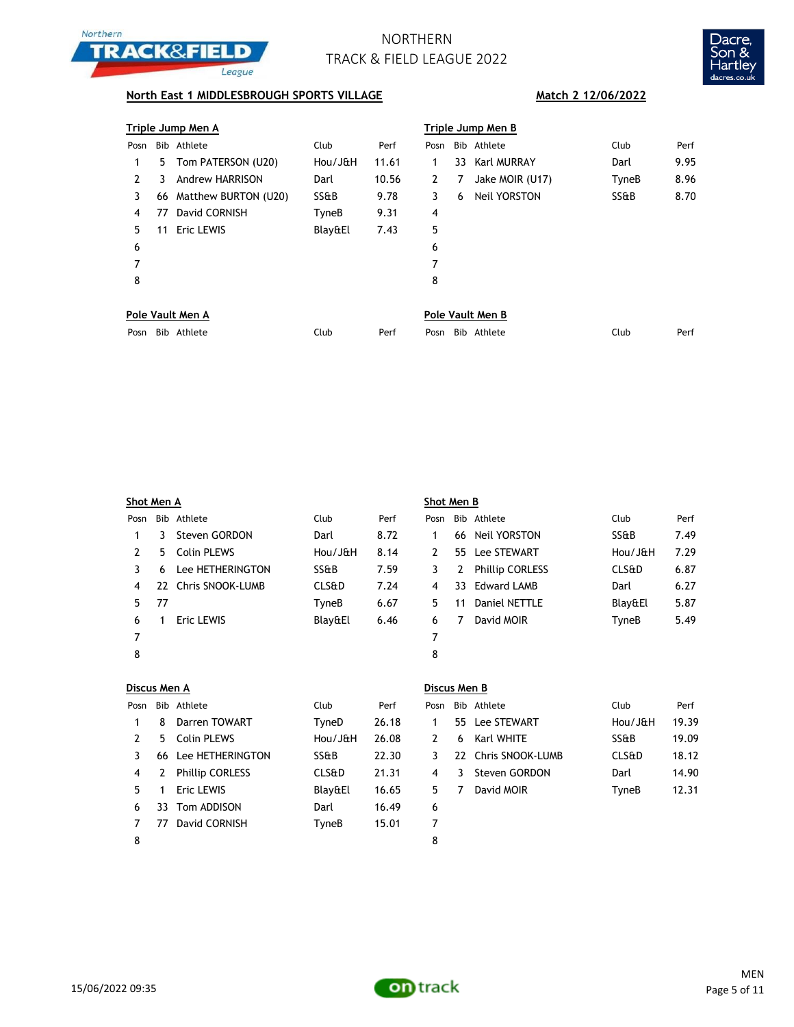# NORTHERN TRACK & FIELD LEAGUE 2022

**North East 1 MIDDLESBROUGH SPORTS VILLAGE** **Match 2 12/06/2022**

### Triple Jump Men A

| Posn | Bib | Athlete | Club | Perf |
|---|---|---|---|---|
| 1 | 5 | Tom PATERSON (U20) | Hou/J&H | 11.61 |
| 2 | 3 | Andrew HARRISON | Darl | 10.56 |
| 3 | 66 | Matthew BURTON (U20) | SS&B | 9.78 |
| 4 | 77 | David CORNISH | TyneB | 9.31 |
| 5 | 11 | Eric LEWIS | Blay&El | 7.43 |
| 6 | | | | |
| 7 | | | | |
| 8 | | | | |

### Triple Jump Men B

| Posn | Bib | Athlete | Club | Perf |
|---|---|---|---|---|
| 1 | 33 | Karl MURRAY | Darl | 9.95 |
| 2 | 7 | Jake MOIR (U17) | TyneB | 8.96 |
| 3 | 6 | Neil YORSTON | SS&B | 8.70 |
| 4 | | | | |
| 5 | | | | |
| 6 | | | | |
| 7 | | | | |
| 8 | | | | |

### Pole Vault Men A

| Posn | Bib | Athlete | Club | Perf |
|---|---|---|---|---|

### Pole Vault Men B

| Posn | Bib | Athlete | Club | Perf |
|---|---|---|---|---|

### Shot Men A

| Posn | Bib | Athlete | Club | Perf |
|---|---|---|---|---|
| 1 | 3 | Steven GORDON | Darl | 8.72 |
| 2 | 5 | Colin PLEWS | Hou/J&H | 8.14 |
| 3 | 6 | Lee HETHERINGTON | SS&B | 7.59 |
| 4 | 22 | Chris SNOOK-LUMB | CLS&D | 7.24 |
| 5 | 77 | | TyneB | 6.67 |
| 6 | 1 | Eric LEWIS | Blay&El | 6.46 |
| 7 | | | | |
| 8 | | | | |

### Shot Men B

| Posn | Bib | Athlete | Club | Perf |
|---|---|---|---|---|
| 1 | 66 | Neil YORSTON | SS&B | 7.49 |
| 2 | 55 | Lee STEWART | Hou/J&H | 7.29 |
| 3 | 2 | Phillip CORLESS | CLS&D | 6.87 |
| 4 | 33 | Edward LAMB | Darl | 6.27 |
| 5 | 11 | Daniel NETTLE | Blay&El | 5.87 |
| 6 | 7 | David MOIR | TyneB | 5.49 |
| 7 | | | | |
| 8 | | | | |

### Discus Men A

| Posn | Bib | Athlete | Club | Perf |
|---|---|---|---|---|
| 1 | 8 | Darren TOWART | TyneD | 26.18 |
| 2 | 5 | Colin PLEWS | Hou/J&H | 26.08 |
| 3 | 66 | Lee HETHERINGTON | SS&B | 22.30 |
| 4 | 2 | Phillip CORLESS | CLS&D | 21.31 |
| 5 | 1 | Eric LEWIS | Blay&El | 16.65 |
| 6 | 33 | Tom ADDISON | Darl | 16.49 |
| 7 | 77 | David CORNISH | TyneB | 15.01 |
| 8 | | | | |

### Discus Men B

| Posn | Bib | Athlete | Club | Perf |
|---|---|---|---|---|
| 1 | 55 | Lee STEWART | Hou/J&H | 19.39 |
| 2 | 6 | Karl WHITE | SS&B | 19.09 |
| 3 | 22 | Chris SNOOK-LUMB | CLS&D | 18.12 |
| 4 | 3 | Steven GORDON | Darl | 14.90 |
| 5 | 7 | David MOIR | TyneB | 12.31 |
| 6 | | | | |
| 7 | | | | |
| 8 | | | | |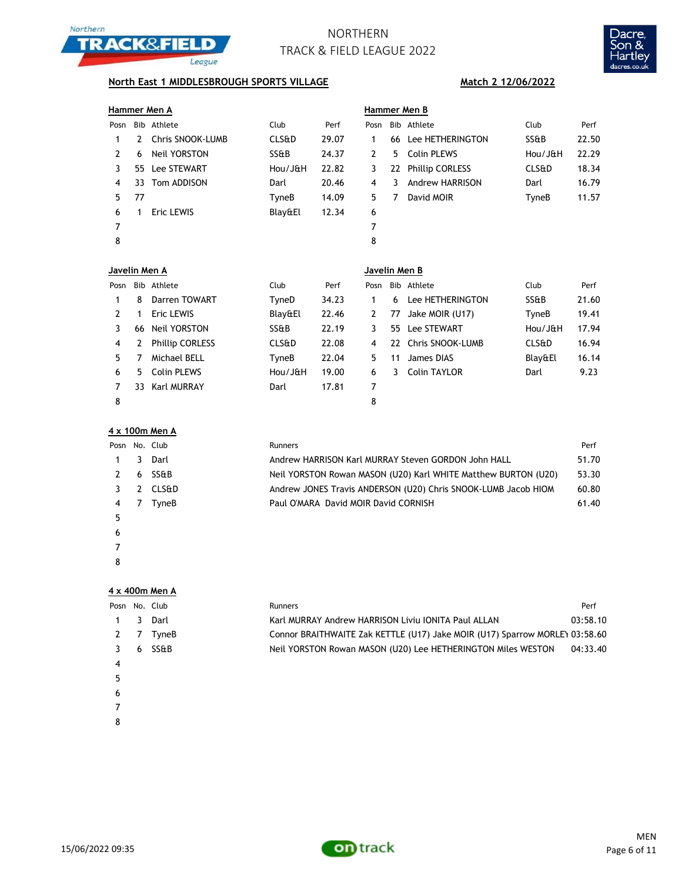# NORTHERN TRACK & FIELD LEAGUE 2022

**North East 1 MIDDLESBROUGH SPORTS VILLAGE** — **Match 2 12/06/2022**

### Hammer Men A

| Posn | Bib | Athlete | Club | Perf |
|---|---|---|---|---|
| 1 | 2 | Chris SNOOK-LUMB | CLS&D | 29.07 |
| 2 | 6 | Neil YORSTON | SS&B | 24.37 |
| 3 | 55 | Lee STEWART | Hou/J&H | 22.82 |
| 4 | 33 | Tom ADDISON | Darl | 20.46 |
| 5 | 77 | | TyneB | 14.09 |
| 6 | 1 | Eric LEWIS | Blay&El | 12.34 |
| 7 | | | | |
| 8 | | | | |

### Hammer Men B

| Posn | Bib | Athlete | Club | Perf |
|---|---|---|---|---|
| 1 | 66 | Lee HETHERINGTON | SS&B | 22.50 |
| 2 | 5 | Colin PLEWS | Hou/J&H | 22.29 |
| 3 | 22 | Phillip CORLESS | CLS&D | 18.34 |
| 4 | 3 | Andrew HARRISON | Darl | 16.79 |
| 5 | 7 | David MOIR | TyneB | 11.57 |
| 6 | | | | |
| 7 | | | | |
| 8 | | | | |

### Javelin Men A

| Posn | Bib | Athlete | Club | Perf |
|---|---|---|---|---|
| 1 | 8 | Darren TOWART | TyneD | 34.23 |
| 2 | 1 | Eric LEWIS | Blay&El | 22.46 |
| 3 | 66 | Neil YORSTON | SS&B | 22.19 |
| 4 | 2 | Phillip CORLESS | CLS&D | 22.08 |
| 5 | 7 | Michael BELL | TyneB | 22.04 |
| 6 | 5 | Colin PLEWS | Hou/J&H | 19.00 |
| 7 | 33 | Karl MURRAY | Darl | 17.81 |
| 8 | | | | |

### Javelin Men B

| Posn | Bib | Athlete | Club | Perf |
|---|---|---|---|---|
| 1 | 6 | Lee HETHERINGTON | SS&B | 21.60 |
| 2 | 77 | Jake MOIR (U17) | TyneB | 19.41 |
| 3 | 55 | Lee STEWART | Hou/J&H | 17.94 |
| 4 | 22 | Chris SNOOK-LUMB | CLS&D | 16.94 |
| 5 | 11 | James DIAS | Blay&El | 16.14 |
| 6 | 3 | Colin TAYLOR | Darl | 9.23 |
| 7 | | | | |
| 8 | | | | |

### 4 x 100m Men A

| Posn | No. | Club | Runners | Perf |
|---|---|---|---|---|
| 1 | 3 | Darl | Andrew HARRISON Karl MURRAY Steven GORDON John HALL | 51.70 |
| 2 | 6 | SS&B | Neil YORSTON Rowan MASON (U20) Karl WHITE Matthew BURTON (U20) | 53.30 |
| 3 | 2 | CLS&D | Andrew JONES Travis ANDERSON (U20) Chris SNOOK-LUMB Jacob HIOM | 60.80 |
| 4 | 7 | TyneB | Paul O'MARA David MOIR David CORNISH | 61.40 |
| 5 | | | | |
| 6 | | | | |
| 7 | | | | |
| 8 | | | | |

### 4 x 400m Men A

| Posn | No. | Club | Runners | Perf |
|---|---|---|---|---|
| 1 | 3 | Darl | Karl MURRAY Andrew HARRISON Liviu IONITA Paul ALLAN | 03:58.10 |
| 2 | 7 | TyneB | Connor BRAITHWAITE Zak KETTLE (U17) Jake MOIR (U17) Sparrow MORLEY | 03:58.60 |
| 3 | 6 | SS&B | Neil YORSTON Rowan MASON (U20) Lee HETHERINGTON Miles WESTON | 04:33.40 |
| 4 | | | | |
| 5 | | | | |
| 6 | | | | |
| 7 | | | | |
| 8 | | | | |

15/06/2022 09:35

MEN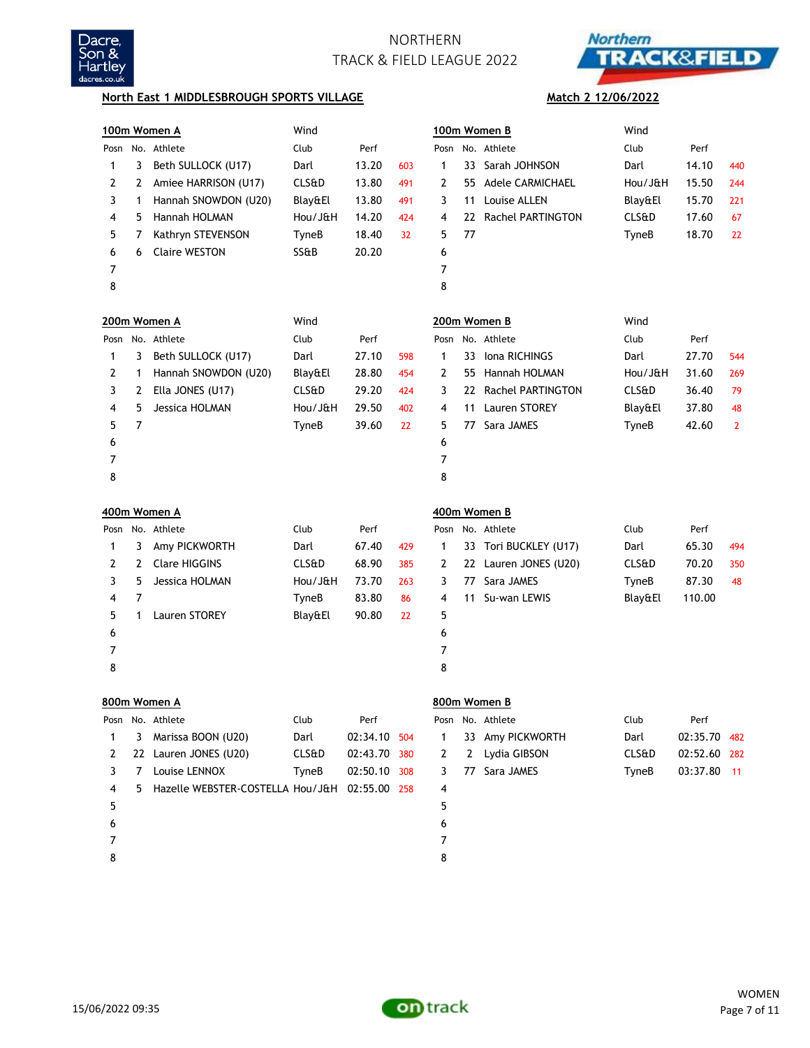# NORTHERN TRACK & FIELD LEAGUE 2022

**North East 1 MIDDLESBROUGH SPORTS VILLAGE** — **Match 2 12/06/2022**

### 100m Women A

Wind

| Posn | No. | Athlete | Club | Perf | |
|---|---|---|---|---|---|
| 1 | 3 | Beth SULLOCK (U17) | Darl | 13.20 | 603 |
| 2 | 2 | Amiee HARRISON (U17) | CLS&D | 13.80 | 491 |
| 3 | 1 | Hannah SNOWDON (U20) | Blay&El | 13.80 | 491 |
| 4 | 5 | Hannah HOLMAN | Hou/J&H | 14.20 | 424 |
| 5 | 7 | Kathryn STEVENSON | TyneB | 18.40 | 32 |
| 6 | 6 | Claire WESTON | SS&B | 20.20 | |
| 7 | | | | | |
| 8 | | | | | |

### 100m Women B

Wind

| Posn | No. | Athlete | Club | Perf | |
|---|---|---|---|---|---|
| 1 | 33 | Sarah JOHNSON | Darl | 14.10 | 440 |
| 2 | 55 | Adele CARMICHAEL | Hou/J&H | 15.50 | 244 |
| 3 | 11 | Louise ALLEN | Blay&El | 15.70 | 221 |
| 4 | 22 | Rachel PARTINGTON | CLS&D | 17.60 | 67 |
| 5 | 77 | | TyneB | 18.70 | 22 |
| 6 | | | | | |
| 7 | | | | | |
| 8 | | | | | |

### 200m Women A

Wind

| Posn | No. | Athlete | Club | Perf | |
|---|---|---|---|---|---|
| 1 | 3 | Beth SULLOCK (U17) | Darl | 27.10 | 598 |
| 2 | 1 | Hannah SNOWDON (U20) | Blay&El | 28.80 | 454 |
| 3 | 2 | Ella JONES (U17) | CLS&D | 29.20 | 424 |
| 4 | 5 | Jessica HOLMAN | Hou/J&H | 29.50 | 402 |
| 5 | 7 | | TyneB | 39.60 | 22 |
| 6 | | | | | |
| 7 | | | | | |
| 8 | | | | | |

### 200m Women B

Wind

| Posn | No. | Athlete | Club | Perf | |
|---|---|---|---|---|---|
| 1 | 33 | Iona RICHINGS | Darl | 27.70 | 544 |
| 2 | 55 | Hannah HOLMAN | Hou/J&H | 31.60 | 269 |
| 3 | 22 | Rachel PARTINGTON | CLS&D | 36.40 | 79 |
| 4 | 11 | Lauren STOREY | Blay&El | 37.80 | 48 |
| 5 | 77 | Sara JAMES | TyneB | 42.60 | 2 |
| 6 | | | | | |
| 7 | | | | | |
| 8 | | | | | |

### 400m Women A

| Posn | No. | Athlete | Club | Perf | |
|---|---|---|---|---|---|
| 1 | 3 | Amy PICKWORTH | Darl | 67.40 | 429 |
| 2 | 2 | Clare HIGGINS | CLS&D | 68.90 | 385 |
| 3 | 5 | Jessica HOLMAN | Hou/J&H | 73.70 | 263 |
| 4 | 7 | | TyneB | 83.80 | 86 |
| 5 | 1 | Lauren STOREY | Blay&El | 90.80 | 22 |
| 6 | | | | | |
| 7 | | | | | |
| 8 | | | | | |

### 400m Women B

| Posn | No. | Athlete | Club | Perf | |
|---|---|---|---|---|---|
| 1 | 33 | Tori BUCKLEY (U17) | Darl | 65.30 | 494 |
| 2 | 22 | Lauren JONES (U20) | CLS&D | 70.20 | 350 |
| 3 | 77 | Sara JAMES | TyneB | 87.30 | 48 |
| 4 | 11 | Su-wan LEWIS | Blay&El | 110.00 | |
| 5 | | | | | |
| 6 | | | | | |
| 7 | | | | | |
| 8 | | | | | |

### 800m Women A

| Posn | No. | Athlete | Club | Perf | |
|---|---|---|---|---|---|
| 1 | 3 | Marissa BOON (U20) | Darl | 02:34.10 | 504 |
| 2 | 22 | Lauren JONES (U20) | CLS&D | 02:43.70 | 380 |
| 3 | 7 | Louise LENNOX | TyneB | 02:50.10 | 308 |
| 4 | 5 | Hazelle WEBSTER-COSTELLA | Hou/J&H | 02:55.00 | 258 |
| 5 | | | | | |
| 6 | | | | | |
| 7 | | | | | |
| 8 | | | | | |

### 800m Women B

| Posn | No. | Athlete | Club | Perf | |
|---|---|---|---|---|---|
| 1 | 33 | Amy PICKWORTH | Darl | 02:35.70 | 482 |
| 2 | 2 | Lydia GIBSON | CLS&D | 02:52.60 | 282 |
| 3 | 77 | Sara JAMES | TyneB | 03:37.80 | 11 |
| 4 | | | | | |
| 5 | | | | | |
| 6 | | | | | |
| 7 | | | | | |
| 8 | | | | | |

15/06/2022 09:35

WOMEN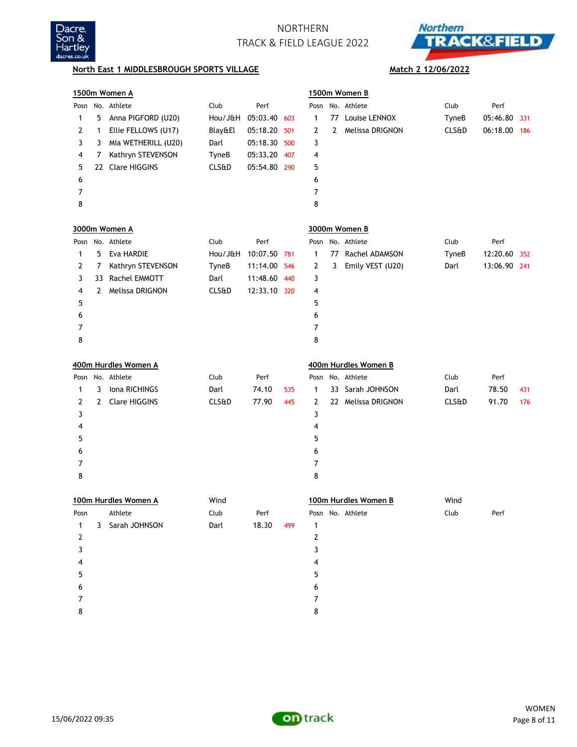# NORTHERN TRACK & FIELD LEAGUE 2022

**North East 1 MIDDLESBROUGH SPORTS VILLAGE** — **Match 2 12/06/2022**

## 1500m Women A

| Posn | No. | Athlete | Club | Perf | |
|---|---|---|---|---|---|
| 1 | 5 | Anna PIGFORD (U20) | Hou/J&H | 05:03.40 | 603 |
| 2 | 1 | Ellie FELLOWS (U17) | Blay&El | 05:18.20 | 501 |
| 3 | 3 | Mia WETHERILL (U20) | Darl | 05:18.30 | 500 |
| 4 | 7 | Kathryn STEVENSON | TyneB | 05:33.20 | 407 |
| 5 | 22 | Clare HIGGINS | CLS&D | 05:54.80 | 290 |
| 6 | | | | | |
| 7 | | | | | |
| 8 | | | | | |

## 1500m Women B

| Posn | No. | Athlete | Club | Perf | |
|---|---|---|---|---|---|
| 1 | 77 | Louise LENNOX | TyneB | 05:46.80 | 331 |
| 2 | 2 | Melissa DRIGNON | CLS&D | 06:18.00 | 186 |
| 3 | | | | | |
| 4 | | | | | |
| 5 | | | | | |
| 6 | | | | | |
| 7 | | | | | |
| 8 | | | | | |

## 3000m Women A

| Posn | No. | Athlete | Club | Perf | |
|---|---|---|---|---|---|
| 1 | 5 | Eva HARDIE | Hou/J&H | 10:07.50 | 781 |
| 2 | 7 | Kathryn STEVENSON | TyneB | 11:14.00 | 546 |
| 3 | 33 | Rachel EMMOTT | Darl | 11:48.60 | 440 |
| 4 | 2 | Melissa DRIGNON | CLS&D | 12:33.10 | 320 |
| 5 | | | | | |
| 6 | | | | | |
| 7 | | | | | |
| 8 | | | | | |

## 3000m Women B

| Posn | No. | Athlete | Club | Perf | |
|---|---|---|---|---|---|
| 1 | 77 | Rachel ADAMSON | TyneB | 12:20.60 | 352 |
| 2 | 3 | Emily VEST (U20) | Darl | 13:06.90 | 241 |
| 3 | | | | | |
| 4 | | | | | |
| 5 | | | | | |
| 6 | | | | | |
| 7 | | | | | |
| 8 | | | | | |

## 400m Hurdles Women A

| Posn | No. | Athlete | Club | Perf | |
|---|---|---|---|---|---|
| 1 | 3 | Iona RICHINGS | Darl | 74.10 | 535 |
| 2 | 2 | Clare HIGGINS | CLS&D | 77.90 | 445 |
| 3 | | | | | |
| 4 | | | | | |
| 5 | | | | | |
| 6 | | | | | |
| 7 | | | | | |
| 8 | | | | | |

## 400m Hurdles Women B

| Posn | No. | Athlete | Club | Perf | |
|---|---|---|---|---|---|
| 1 | 33 | Sarah JOHNSON | Darl | 78.50 | 431 |
| 2 | 22 | Melissa DRIGNON | CLS&D | 91.70 | 176 |
| 3 | | | | | |
| 4 | | | | | |
| 5 | | | | | |
| 6 | | | | | |
| 7 | | | | | |
| 8 | | | | | |

## 100m Hurdles Women A

Wind

| Posn | | Athlete | Club | Perf | |
|---|---|---|---|---|---|
| 1 | 3 | Sarah JOHNSON | Darl | 18.30 | 499 |
| 2 | | | | | |
| 3 | | | | | |
| 4 | | | | | |
| 5 | | | | | |
| 6 | | | | | |
| 7 | | | | | |
| 8 | | | | | |

## 100m Hurdles Women B

Wind

| Posn | No. | Athlete | Club | Perf |
|---|---|---|---|---|
| 1 | | | | |
| 2 | | | | |
| 3 | | | | |
| 4 | | | | |
| 5 | | | | |
| 6 | | | | |
| 7 | | | | |
| 8 | | | | |

15/06/2022 09:35

WOMEN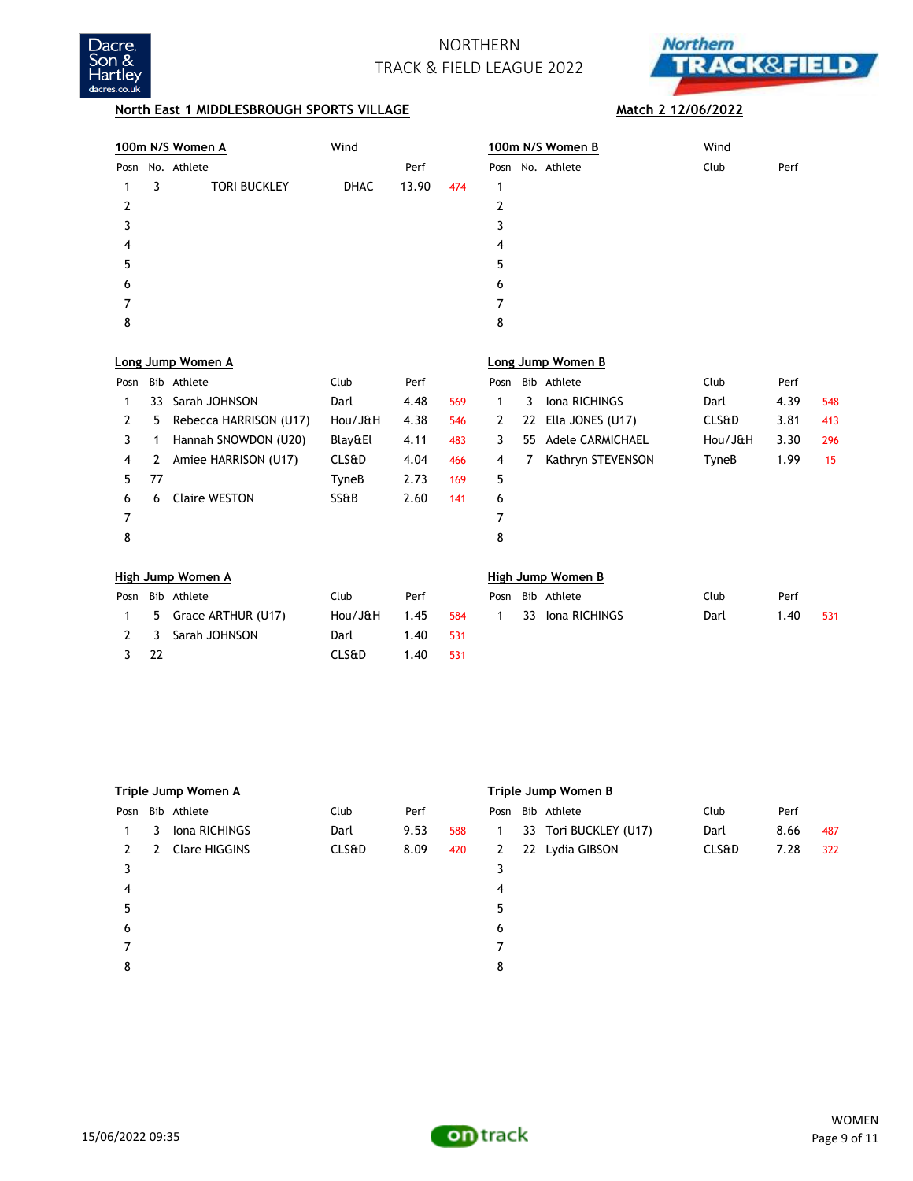NORTHERN
TRACK & FIELD LEAGUE 2022

**North East 1 MIDDLESBROUGH SPORTS VILLAGE** **Match 2 12/06/2022**

## 100m N/S Women A

Wind

| Posn | No. | Athlete | | Perf | |
|---|---|---|---|---|---|
| 1 | 3 | TORI BUCKLEY | DHAC | 13.90 | 474 |
| 2 | | | | | |
| 3 | | | | | |
| 4 | | | | | |
| 5 | | | | | |
| 6 | | | | | |
| 7 | | | | | |
| 8 | | | | | |

## 100m N/S Women B

Wind

| Posn | No. | Athlete | Club | Perf |
|---|---|---|---|---|
| 1 | | | | |
| 2 | | | | |
| 3 | | | | |
| 4 | | | | |
| 5 | | | | |
| 6 | | | | |
| 7 | | | | |
| 8 | | | | |

## Long Jump Women A

| Posn | Bib | Athlete | Club | Perf | |
|---|---|---|---|---|---|
| 1 | 33 | Sarah JOHNSON | Darl | 4.48 | 569 |
| 2 | 5 | Rebecca HARRISON (U17) | Hou/J&H | 4.38 | 546 |
| 3 | 1 | Hannah SNOWDON (U20) | Blay&El | 4.11 | 483 |
| 4 | 2 | Amiee HARRISON (U17) | CLS&D | 4.04 | 466 |
| 5 | 77 | | TyneB | 2.73 | 169 |
| 6 | 6 | Claire WESTON | SS&B | 2.60 | 141 |
| 7 | | | | | |
| 8 | | | | | |

## Long Jump Women B

| Posn | Bib | Athlete | Club | Perf | |
|---|---|---|---|---|---|
| 1 | 3 | Iona RICHINGS | Darl | 4.39 | 548 |
| 2 | 22 | Ella JONES (U17) | CLS&D | 3.81 | 413 |
| 3 | 55 | Adele CARMICHAEL | Hou/J&H | 3.30 | 296 |
| 4 | 7 | Kathryn STEVENSON | TyneB | 1.99 | 15 |
| 5 | | | | | |
| 6 | | | | | |
| 7 | | | | | |
| 8 | | | | | |

## High Jump Women A

| Posn | Bib | Athlete | Club | Perf | |
|---|---|---|---|---|---|
| 1 | 5 | Grace ARTHUR (U17) | Hou/J&H | 1.45 | 584 |
| 2 | 3 | Sarah JOHNSON | Darl | 1.40 | 531 |
| 3 | 22 | | CLS&D | 1.40 | 531 |

## High Jump Women B

| Posn | Bib | Athlete | Club | Perf | |
|---|---|---|---|---|---|
| 1 | 33 | Iona RICHINGS | Darl | 1.40 | 531 |

## Triple Jump Women A

| Posn | Bib | Athlete | Club | Perf | |
|---|---|---|---|---|---|
| 1 | 3 | Iona RICHINGS | Darl | 9.53 | 588 |
| 2 | 2 | Clare HIGGINS | CLS&D | 8.09 | 420 |
| 3 | | | | | |
| 4 | | | | | |
| 5 | | | | | |
| 6 | | | | | |
| 7 | | | | | |
| 8 | | | | | |

## Triple Jump Women B

| Posn | Bib | Athlete | Club | Perf | |
|---|---|---|---|---|---|
| 1 | 33 | Tori BUCKLEY (U17) | Darl | 8.66 | 487 |
| 2 | 22 | Lydia GIBSON | CLS&D | 7.28 | 322 |
| 3 | | | | | |
| 4 | | | | | |
| 5 | | | | | |
| 6 | | | | | |
| 7 | | | | | |
| 8 | | | | | |

15/06/2022 09:35

WOMEN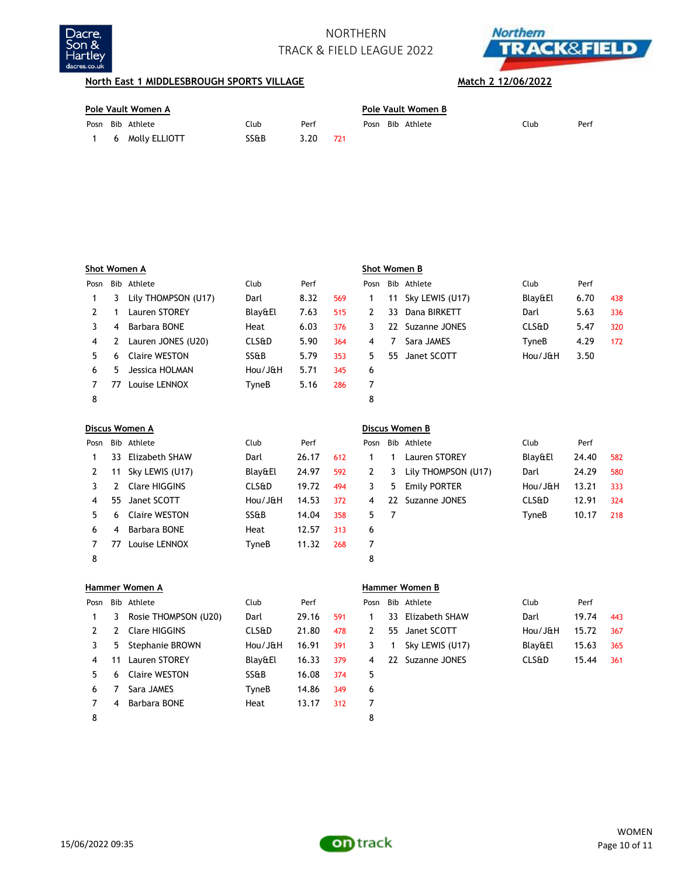NORTHERN
TRACK & FIELD LEAGUE 2022

**North East 1 MIDDLESBROUGH SPORTS VILLAGE** **Match 2 12/06/2022**

### Pole Vault Women A

| Posn | Bib | Athlete | Club | Perf | |
|---|---|---|---|---|---|
| 1 | 6 | Molly ELLIOTT | SS&B | 3.20 | 721 |

### Pole Vault Women B

| Posn | Bib | Athlete | Club | Perf | |
|---|---|---|---|---|---|

### Shot Women A

| Posn | Bib | Athlete | Club | Perf | |
|---|---|---|---|---|---|
| 1 | 3 | Lily THOMPSON (U17) | Darl | 8.32 | 569 |
| 2 | 1 | Lauren STOREY | Blay&El | 7.63 | 515 |
| 3 | 4 | Barbara BONE | Heat | 6.03 | 376 |
| 4 | 2 | Lauren JONES (U20) | CLS&D | 5.90 | 364 |
| 5 | 6 | Claire WESTON | SS&B | 5.79 | 353 |
| 6 | 5 | Jessica HOLMAN | Hou/J&H | 5.71 | 345 |
| 7 | 77 | Louise LENNOX | TyneB | 5.16 | 286 |
| 8 | | | | | |

### Shot Women B

| Posn | Bib | Athlete | Club | Perf | |
|---|---|---|---|---|---|
| 1 | 11 | Sky LEWIS (U17) | Blay&El | 6.70 | 438 |
| 2 | 33 | Dana BIRKETT | Darl | 5.63 | 336 |
| 3 | 22 | Suzanne JONES | CLS&D | 5.47 | 320 |
| 4 | 7 | Sara JAMES | TyneB | 4.29 | 172 |
| 5 | 55 | Janet SCOTT | Hou/J&H | 3.50 | |
| 6 | | | | | |
| 7 | | | | | |
| 8 | | | | | |

### Discus Women A

| Posn | Bib | Athlete | Club | Perf | |
|---|---|---|---|---|---|
| 1 | 33 | Elizabeth SHAW | Darl | 26.17 | 612 |
| 2 | 11 | Sky LEWIS (U17) | Blay&El | 24.97 | 592 |
| 3 | 2 | Clare HIGGINS | CLS&D | 19.72 | 494 |
| 4 | 55 | Janet SCOTT | Hou/J&H | 14.53 | 372 |
| 5 | 6 | Claire WESTON | SS&B | 14.04 | 358 |
| 6 | 4 | Barbara BONE | Heat | 12.57 | 313 |
| 7 | 77 | Louise LENNOX | TyneB | 11.32 | 268 |
| 8 | | | | | |

### Discus Women B

| Posn | Bib | Athlete | Club | Perf | |
|---|---|---|---|---|---|
| 1 | 1 | Lauren STOREY | Blay&El | 24.40 | 582 |
| 2 | 3 | Lily THOMPSON (U17) | Darl | 24.29 | 580 |
| 3 | 5 | Emily PORTER | Hou/J&H | 13.21 | 333 |
| 4 | 22 | Suzanne JONES | CLS&D | 12.91 | 324 |
| 5 | 7 | | TyneB | 10.17 | 218 |
| 6 | | | | | |
| 7 | | | | | |
| 8 | | | | | |

### Hammer Women A

| Posn | Bib | Athlete | Club | Perf | |
|---|---|---|---|---|---|
| 1 | 3 | Rosie THOMPSON (U20) | Darl | 29.16 | 591 |
| 2 | 2 | Clare HIGGINS | CLS&D | 21.80 | 478 |
| 3 | 5 | Stephanie BROWN | Hou/J&H | 16.91 | 391 |
| 4 | 11 | Lauren STOREY | Blay&El | 16.33 | 379 |
| 5 | 6 | Claire WESTON | SS&B | 16.08 | 374 |
| 6 | 7 | Sara JAMES | TyneB | 14.86 | 349 |
| 7 | 4 | Barbara BONE | Heat | 13.17 | 312 |
| 8 | | | | | |

### Hammer Women B

| Posn | Bib | Athlete | Club | Perf | |
|---|---|---|---|---|---|
| 1 | 33 | Elizabeth SHAW | Darl | 19.74 | 443 |
| 2 | 55 | Janet SCOTT | Hou/J&H | 15.72 | 367 |
| 3 | 1 | Sky LEWIS (U17) | Blay&El | 15.63 | 365 |
| 4 | 22 | Suzanne JONES | CLS&D | 15.44 | 361 |
| 5 | | | | | |
| 6 | | | | | |
| 7 | | | | | |
| 8 | | | | | |

15/06/2022 09:35

WOMEN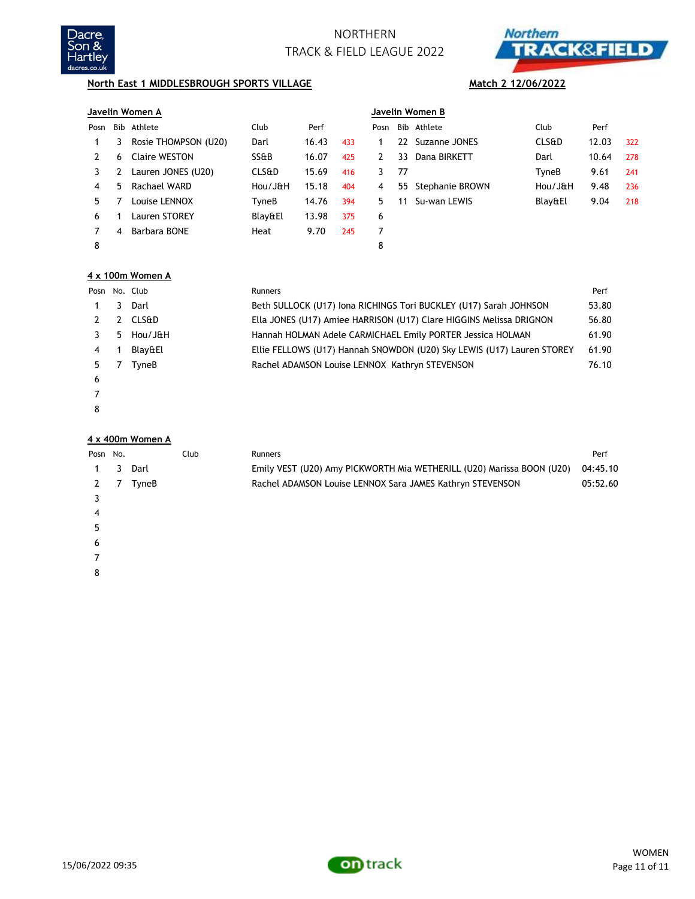NORTHERN
TRACK & FIELD LEAGUE 2022

**North East 1 MIDDLESBROUGH SPORTS VILLAGE** **Match 2 12/06/2022**

**Javelin Women A**

| Posn | Bib | Athlete | Club | Perf | |
|---|---|---|---|---|---|
| 1 | 3 | Rosie THOMPSON (U20) | Darl | 16.43 | 433 |
| 2 | 6 | Claire WESTON | SS&B | 16.07 | 425 |
| 3 | 2 | Lauren JONES (U20) | CLS&D | 15.69 | 416 |
| 4 | 5 | Rachael WARD | Hou/J&H | 15.18 | 404 |
| 5 | 7 | Louise LENNOX | TyneB | 14.76 | 394 |
| 6 | 1 | Lauren STOREY | Blay&El | 13.98 | 375 |
| 7 | 4 | Barbara BONE | Heat | 9.70 | 245 |
| 8 | | | | | |

**Javelin Women B**

| Posn | Bib | Athlete | Club | Perf | |
|---|---|---|---|---|---|
| 1 | 22 | Suzanne JONES | CLS&D | 12.03 | 322 |
| 2 | 33 | Dana BIRKETT | Darl | 10.64 | 278 |
| 3 | 77 | | TyneB | 9.61 | 241 |
| 4 | 55 | Stephanie BROWN | Hou/J&H | 9.48 | 236 |
| 5 | 11 | Su-wan LEWIS | Blay&El | 9.04 | 218 |
| 6 | | | | | |
| 7 | | | | | |
| 8 | | | | | |

**4 x 100m Women A**

| Posn | No. | Club | Runners | Perf |
|---|---|---|---|---|
| 1 | 3 | Darl | Beth SULLOCK (U17) Iona RICHINGS Tori BUCKLEY (U17) Sarah JOHNSON | 53.80 |
| 2 | 2 | CLS&D | Ella JONES (U17) Amiee HARRISON (U17) Clare HIGGINS Melissa DRIGNON | 56.80 |
| 3 | 5 | Hou/J&H | Hannah HOLMAN Adele CARMICHAEL Emily PORTER Jessica HOLMAN | 61.90 |
| 4 | 1 | Blay&El | Ellie FELLOWS (U17) Hannah SNOWDON (U20) Sky LEWIS (U17) Lauren STOREY | 61.90 |
| 5 | 7 | TyneB | Rachel ADAMSON Louise LENNOX Kathryn STEVENSON | 76.10 |
| 6 | | | | |
| 7 | | | | |
| 8 | | | | |

**4 x 400m Women A**

| Posn | No. | Club | Runners | Perf |
|---|---|---|---|---|
| 1 | 3 | Darl | Emily VEST (U20) Amy PICKWORTH Mia WETHERILL (U20) Marissa BOON (U20) | 04:45.10 |
| 2 | 7 | TyneB | Rachel ADAMSON Louise LENNOX Sara JAMES Kathryn STEVENSON | 05:52.60 |
| 3 | | | | |
| 4 | | | | |
| 5 | | | | |
| 6 | | | | |
| 7 | | | | |
| 8 | | | | |

15/06/2022 09:35

WOMEN